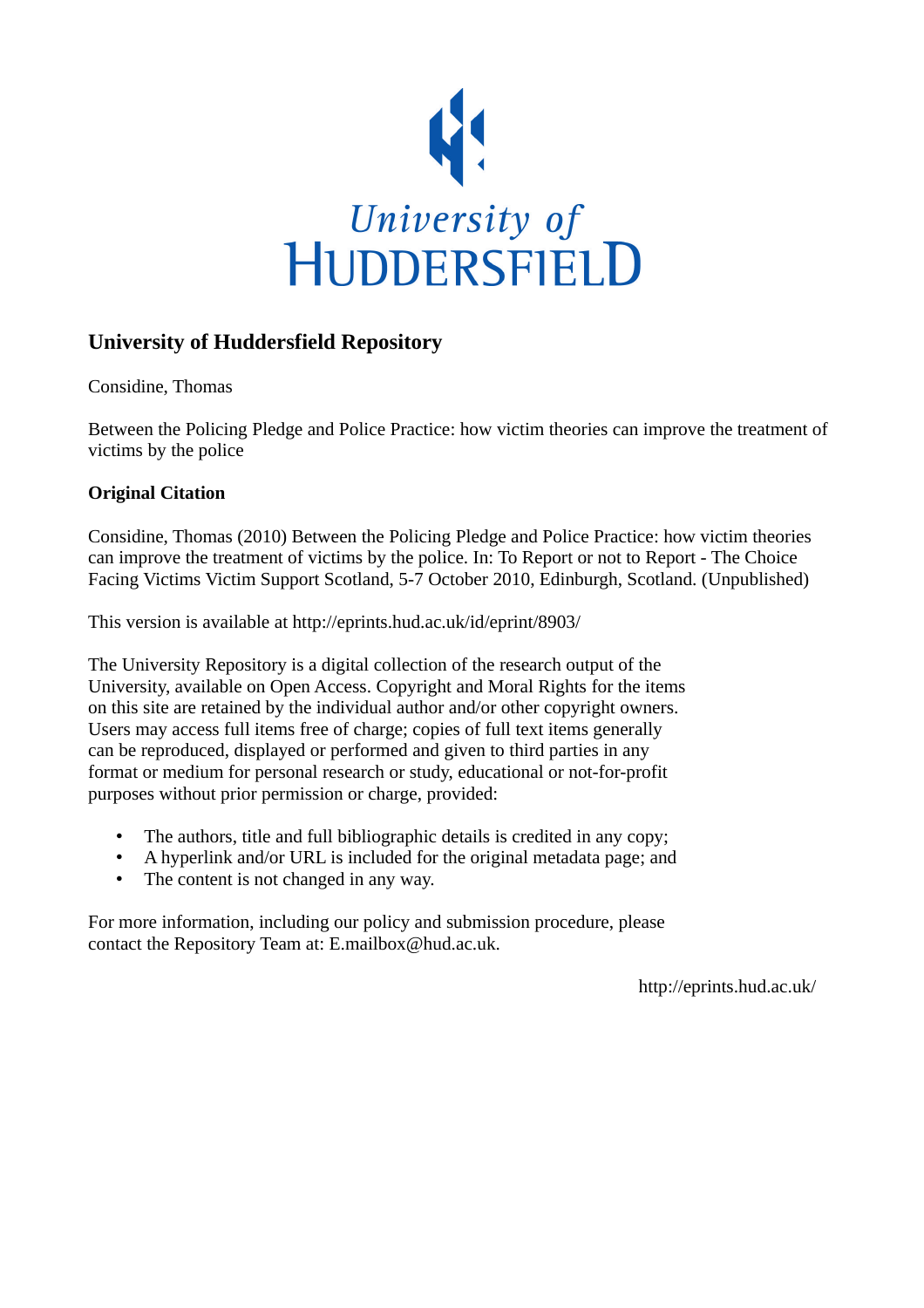University of HUDDERSFIELD

## University of Huddersfield Repository

Considine, Thomas

Between the Policing Pledge and Police Practice: how victim theories can improve the treatment of victims by the police

### Original Citation

Considine, Thomas (2010) Between the Policing Pledge and Police Practice: how victim theories can improve the treatment of victims by the police. In: To Report or not to Report - The Choice Facing Victims Victim Support Scotland, 5-7 October 2010, Edinburgh, Scotland. (Unpublished)

This version is available at http://eprints.hud.ac.uk/id/eprint/8903/

The University Repository is a digital collection of the research output of the University, available on Open Access. Copyright and Moral Rights for the items on this site are retained by the individual author and/or other copyright owners. Users may access full items free of charge; copies of full text items generally can be reproduced, displayed or performed and given to third parties in any format or medium for personal research or study, educational or not-for-profit purposes without prior permission or charge, provided:

- The authors, title and full bibliographic details is credited in any copy;
- A hyperlink and/or URL is included for the original metadata page; and
- The content is not changed in any way.

For more information, including our policy and submission procedure, please contact the Repository Team at: E.mailbox@hud.ac.uk.

http://eprints.hud.ac.uk/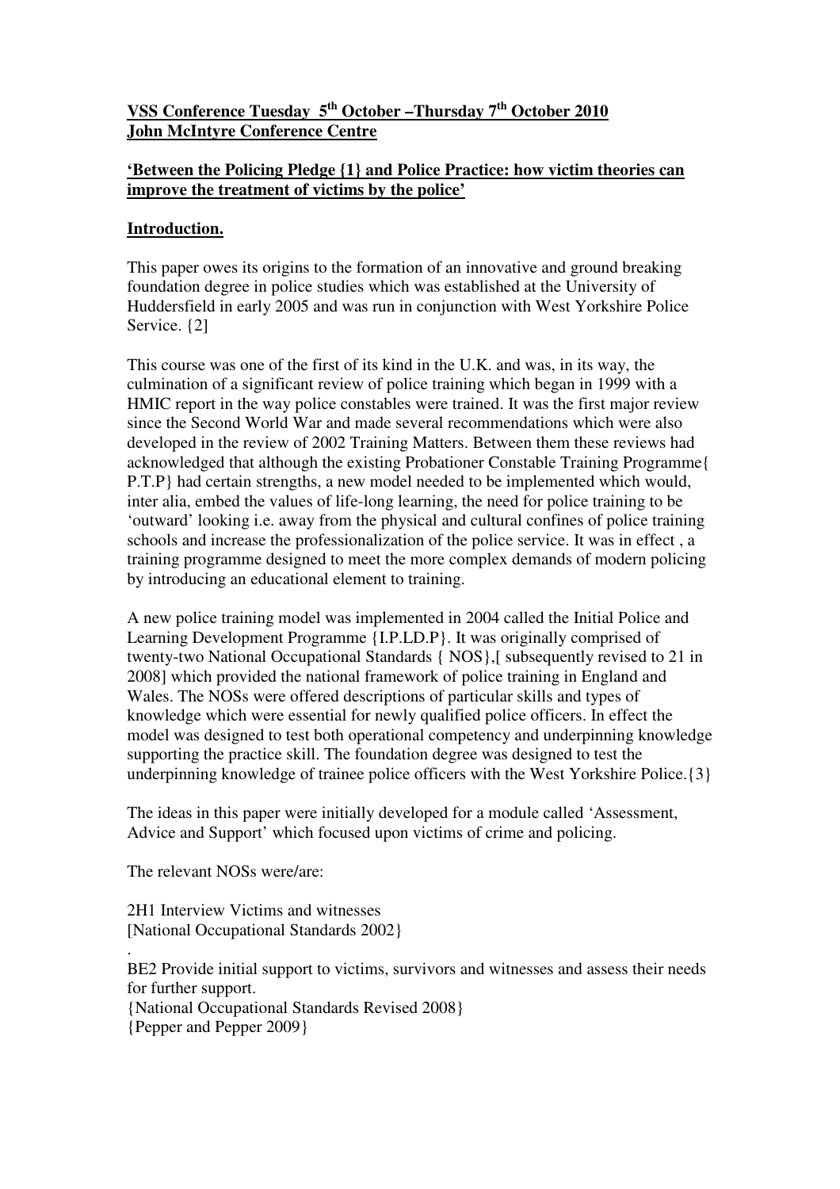**VSS Conference Tuesday 5th October –Thursday 7th October 2010**
**John McIntyre Conference Centre**

**'Between the Policing Pledge {1} and Police Practice: how victim theories can improve the treatment of victims by the police'**

## Introduction.

This paper owes its origins to the formation of an innovative and ground breaking foundation degree in police studies which was established at the University of Huddersfield in early 2005 and was run in conjunction with West Yorkshire Police Service. {2]

This course was one of the first of its kind in the U.K. and was, in its way, the culmination of a significant review of police training which began in 1999 with a HMIC report in the way police constables were trained. It was the first major review since the Second World War and made several recommendations which were also developed in the review of 2002 Training Matters. Between them these reviews had acknowledged that although the existing Probationer Constable Training Programme{ P.T.P} had certain strengths, a new model needed to be implemented which would, inter alia, embed the values of life-long learning, the need for police training to be 'outward' looking i.e. away from the physical and cultural confines of police training schools and increase the professionalization of the police service. It was in effect , a training programme designed to meet the more complex demands of modern policing by introducing an educational element to training.

A new police training model was implemented in 2004 called the Initial Police and Learning Development Programme {I.P.LD.P}. It was originally comprised of twenty-two National Occupational Standards { NOS},[ subsequently revised to 21 in 2008] which provided the national framework of police training in England and Wales. The NOSs were offered descriptions of particular skills and types of knowledge which were essential for newly qualified police officers. In effect the model was designed to test both operational competency and underpinning knowledge supporting the practice skill. The foundation degree was designed to test the underpinning knowledge of trainee police officers with the West Yorkshire Police.{3}

The ideas in this paper were initially developed for a module called 'Assessment, Advice and Support' which focused upon victims of crime and policing.

The relevant NOSs were/are:

2H1 Interview Victims and witnesses
[National Occupational Standards 2002}

.

BE2 Provide initial support to victims, survivors and witnesses and assess their needs for further support.
{National Occupational Standards Revised 2008}
{Pepper and Pepper 2009}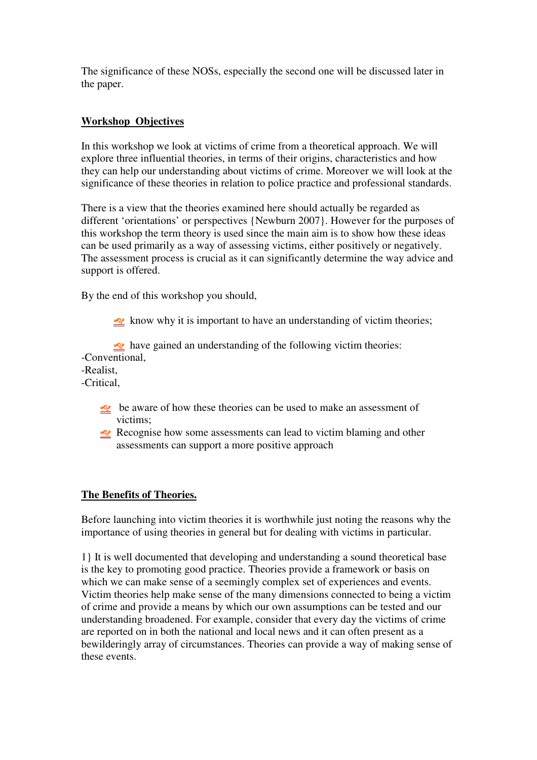The significance of these NOSs, especially the second one will be discussed later in the paper.

## Workshop Objectives

In this workshop we look at victims of crime from a theoretical approach. We will explore three influential theories, in terms of their origins, characteristics and how they can help our understanding about victims of crime. Moreover we will look at the significance of these theories in relation to police practice and professional standards.

There is a view that the theories examined here should actually be regarded as different 'orientations' or perspectives {Newburn 2007}. However for the purposes of this workshop the term theory is used since the main aim is to show how these ideas can be used primarily as a way of assessing victims, either positively or negatively. The assessment process is crucial as it can significantly determine the way advice and support is offered.

By the end of this workshop you should,

- know why it is important to have an understanding of victim theories;
- have gained an understanding of the following victim theories:

-Conventional,
-Realist,
-Critical,

- be aware of how these theories can be used to make an assessment of victims;
- Recognise how some assessments can lead to victim blaming and other assessments can support a more positive approach

## The Benefits of Theories.

Before launching into victim theories it is worthwhile just noting the reasons why the importance of using theories in general but for dealing with victims in particular.

1} It is well documented that developing and understanding a sound theoretical base is the key to promoting good practice. Theories provide a framework or basis on which we can make sense of a seemingly complex set of experiences and events. Victim theories help make sense of the many dimensions connected to being a victim of crime and provide a means by which our own assumptions can be tested and our understanding broadened. For example, consider that every day the victims of crime are reported on in both the national and local news and it can often present as a bewilderingly array of circumstances. Theories can provide a way of making sense of these events.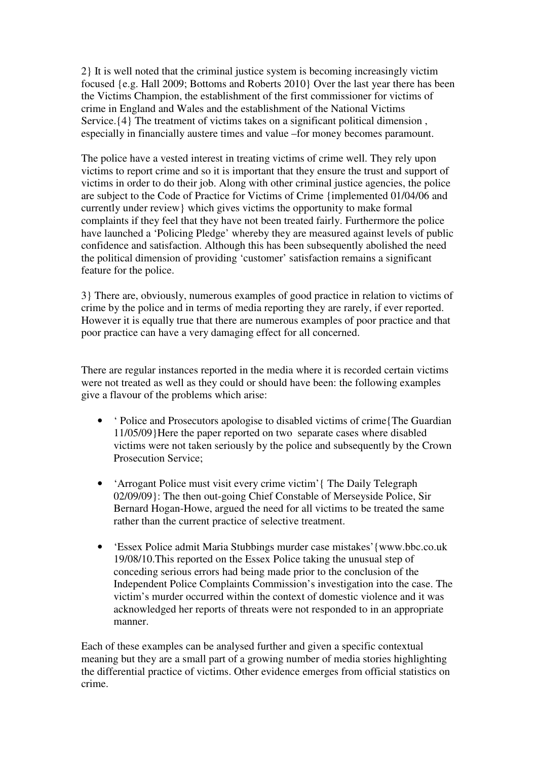2} It is well noted that the criminal justice system is becoming increasingly victim focused {e.g. Hall 2009; Bottoms and Roberts 2010} Over the last year there has been the Victims Champion, the establishment of the first commissioner for victims of crime in England and Wales and the establishment of the National Victims Service.{4} The treatment of victims takes on a significant political dimension , especially in financially austere times and value –for money becomes paramount.

The police have a vested interest in treating victims of crime well. They rely upon victims to report crime and so it is important that they ensure the trust and support of victims in order to do their job. Along with other criminal justice agencies, the police are subject to the Code of Practice for Victims of Crime {implemented 01/04/06 and currently under review} which gives victims the opportunity to make formal complaints if they feel that they have not been treated fairly. Furthermore the police have launched a 'Policing Pledge' whereby they are measured against levels of public confidence and satisfaction. Although this has been subsequently abolished the need the political dimension of providing 'customer' satisfaction remains a significant feature for the police.

3} There are, obviously, numerous examples of good practice in relation to victims of crime by the police and in terms of media reporting they are rarely, if ever reported. However it is equally true that there are numerous examples of poor practice and that poor practice can have a very damaging effect for all concerned.

There are regular instances reported in the media where it is recorded certain victims were not treated as well as they could or should have been: the following examples give a flavour of the problems which arise:

- ' Police and Prosecutors apologise to disabled victims of crime{The Guardian 11/05/09}Here the paper reported on two separate cases where disabled victims were not taken seriously by the police and subsequently by the Crown Prosecution Service;
- 'Arrogant Police must visit every crime victim'{ The Daily Telegraph 02/09/09}: The then out-going Chief Constable of Merseyside Police, Sir Bernard Hogan-Howe, argued the need for all victims to be treated the same rather than the current practice of selective treatment.
- 'Essex Police admit Maria Stubbings murder case mistakes'{www.bbc.co.uk 19/08/10.This reported on the Essex Police taking the unusual step of conceding serious errors had being made prior to the conclusion of the Independent Police Complaints Commission's investigation into the case. The victim's murder occurred within the context of domestic violence and it was acknowledged her reports of threats were not responded to in an appropriate manner.

Each of these examples can be analysed further and given a specific contextual meaning but they are a small part of a growing number of media stories highlighting the differential practice of victims. Other evidence emerges from official statistics on crime.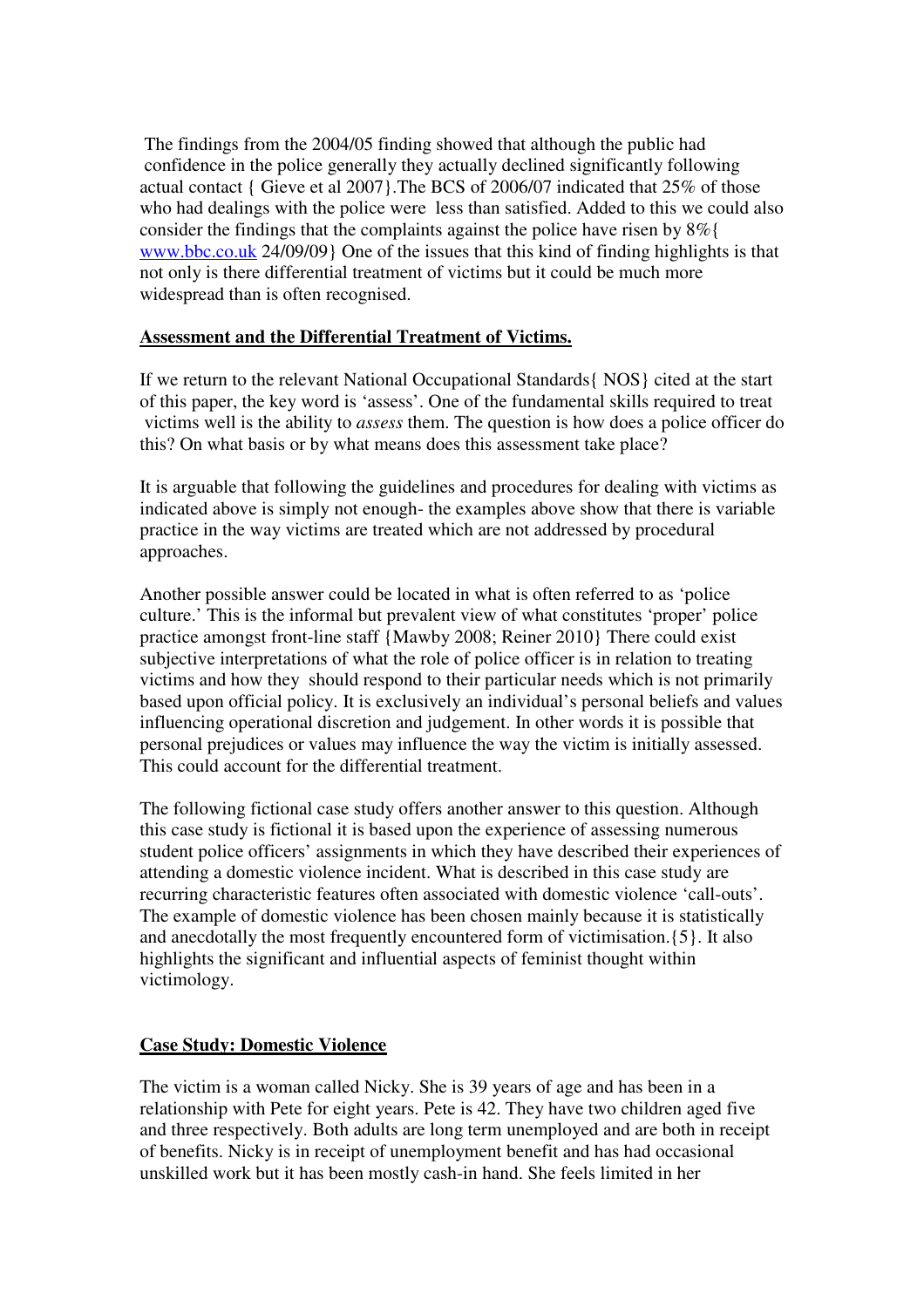The findings from the 2004/05 finding showed that although the public had confidence in the police generally they actually declined significantly following actual contact { Gieve et al 2007}.The BCS of 2006/07 indicated that 25% of those who had dealings with the police were less than satisfied. Added to this we could also consider the findings that the complaints against the police have risen by 8%{ www.bbc.co.uk 24/09/09} One of the issues that this kind of finding highlights is that not only is there differential treatment of victims but it could be much more widespread than is often recognised.

**Assessment and the Differential Treatment of Victims.**

If we return to the relevant National Occupational Standards{ NOS} cited at the start of this paper, the key word is 'assess'. One of the fundamental skills required to treat victims well is the ability to *assess* them. The question is how does a police officer do this? On what basis or by what means does this assessment take place?

It is arguable that following the guidelines and procedures for dealing with victims as indicated above is simply not enough- the examples above show that there is variable practice in the way victims are treated which are not addressed by procedural approaches.

Another possible answer could be located in what is often referred to as 'police culture.' This is the informal but prevalent view of what constitutes 'proper' police practice amongst front-line staff {Mawby 2008; Reiner 2010} There could exist subjective interpretations of what the role of police officer is in relation to treating victims and how they should respond to their particular needs which is not primarily based upon official policy. It is exclusively an individual's personal beliefs and values influencing operational discretion and judgement. In other words it is possible that personal prejudices or values may influence the way the victim is initially assessed. This could account for the differential treatment.

The following fictional case study offers another answer to this question. Although this case study is fictional it is based upon the experience of assessing numerous student police officers' assignments in which they have described their experiences of attending a domestic violence incident. What is described in this case study are recurring characteristic features often associated with domestic violence 'call-outs'. The example of domestic violence has been chosen mainly because it is statistically and anecdotally the most frequently encountered form of victimisation.{5}. It also highlights the significant and influential aspects of feminist thought within victimology.

**Case Study: Domestic Violence**

The victim is a woman called Nicky. She is 39 years of age and has been in a relationship with Pete for eight years. Pete is 42. They have two children aged five and three respectively. Both adults are long term unemployed and are both in receipt of benefits. Nicky is in receipt of unemployment benefit and has had occasional unskilled work but it has been mostly cash-in hand. She feels limited in her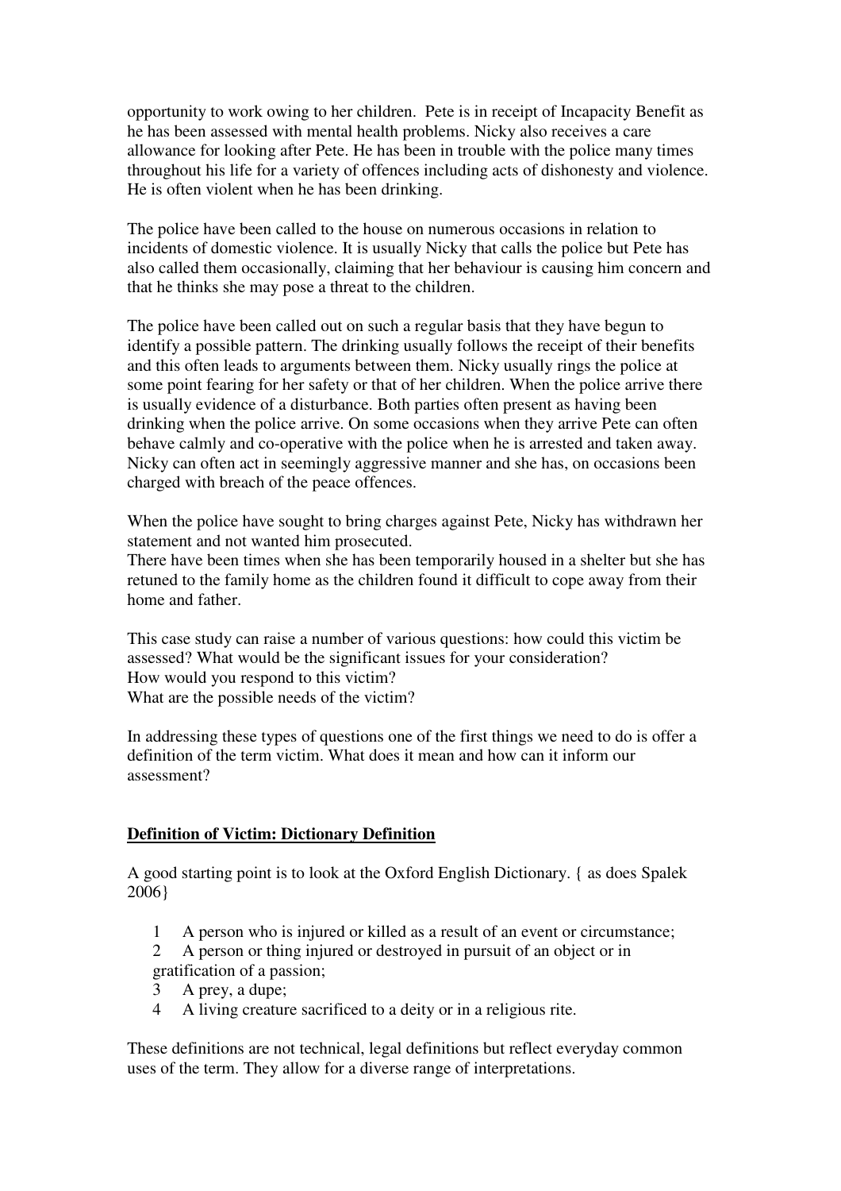opportunity to work owing to her children. Pete is in receipt of Incapacity Benefit as he has been assessed with mental health problems. Nicky also receives a care allowance for looking after Pete. He has been in trouble with the police many times throughout his life for a variety of offences including acts of dishonesty and violence. He is often violent when he has been drinking.

The police have been called to the house on numerous occasions in relation to incidents of domestic violence. It is usually Nicky that calls the police but Pete has also called them occasionally, claiming that her behaviour is causing him concern and that he thinks she may pose a threat to the children.

The police have been called out on such a regular basis that they have begun to identify a possible pattern. The drinking usually follows the receipt of their benefits and this often leads to arguments between them. Nicky usually rings the police at some point fearing for her safety or that of her children. When the police arrive there is usually evidence of a disturbance. Both parties often present as having been drinking when the police arrive. On some occasions when they arrive Pete can often behave calmly and co-operative with the police when he is arrested and taken away. Nicky can often act in seemingly aggressive manner and she has, on occasions been charged with breach of the peace offences.

When the police have sought to bring charges against Pete, Nicky has withdrawn her statement and not wanted him prosecuted.
There have been times when she has been temporarily housed in a shelter but she has retuned to the family home as the children found it difficult to cope away from their home and father.

This case study can raise a number of various questions: how could this victim be assessed? What would be the significant issues for your consideration?
How would you respond to this victim?
What are the possible needs of the victim?

In addressing these types of questions one of the first things we need to do is offer a definition of the term victim. What does it mean and how can it inform our assessment?

## **Definition of Victim: Dictionary Definition**

A good starting point is to look at the Oxford English Dictionary. { as does Spalek 2006}

1. A person who is injured or killed as a result of an event or circumstance;
2. A person or thing injured or destroyed in pursuit of an object or in gratification of a passion;
3. A prey, a dupe;
4. A living creature sacrificed to a deity or in a religious rite.

These definitions are not technical, legal definitions but reflect everyday common uses of the term. They allow for a diverse range of interpretations.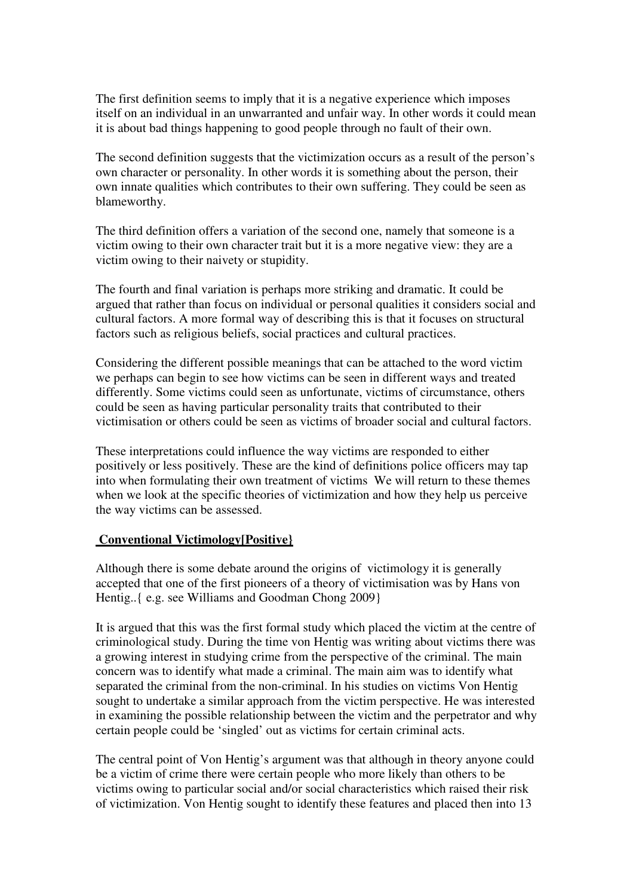The first definition seems to imply that it is a negative experience which imposes itself on an individual in an unwarranted and unfair way. In other words it could mean it is about bad things happening to good people through no fault of their own.

The second definition suggests that the victimization occurs as a result of the person's own character or personality. In other words it is something about the person, their own innate qualities which contributes to their own suffering. They could be seen as blameworthy.

The third definition offers a variation of the second one, namely that someone is a victim owing to their own character trait but it is a more negative view: they are a victim owing to their naivety or stupidity.

The fourth and final variation is perhaps more striking and dramatic. It could be argued that rather than focus on individual or personal qualities it considers social and cultural factors. A more formal way of describing this is that it focuses on structural factors such as religious beliefs, social practices and cultural practices.

Considering the different possible meanings that can be attached to the word victim we perhaps can begin to see how victims can be seen in different ways and treated differently. Some victims could seen as unfortunate, victims of circumstance, others could be seen as having particular personality traits that contributed to their victimisation or others could be seen as victims of broader social and cultural factors.

These interpretations could influence the way victims are responded to either positively or less positively. These are the kind of definitions police officers may tap into when formulating their own treatment of victims  We will return to these themes when we look at the specific theories of victimization and how they help us perceive the way victims can be assessed.

**Conventional Victimology[Positive}**

Although there is some debate around the origins of  victimology it is generally accepted that one of the first pioneers of a theory of victimisation was by Hans von Hentig..{ e.g. see Williams and Goodman Chong 2009}

It is argued that this was the first formal study which placed the victim at the centre of criminological study. During the time von Hentig was writing about victims there was a growing interest in studying crime from the perspective of the criminal. The main concern was to identify what made a criminal. The main aim was to identify what separated the criminal from the non-criminal. In his studies on victims Von Hentig sought to undertake a similar approach from the victim perspective. He was interested in examining the possible relationship between the victim and the perpetrator and why certain people could be 'singled' out as victims for certain criminal acts.

The central point of Von Hentig's argument was that although in theory anyone could be a victim of crime there were certain people who more likely than others to be victims owing to particular social and/or social characteristics which raised their risk of victimization. Von Hentig sought to identify these features and placed then into 13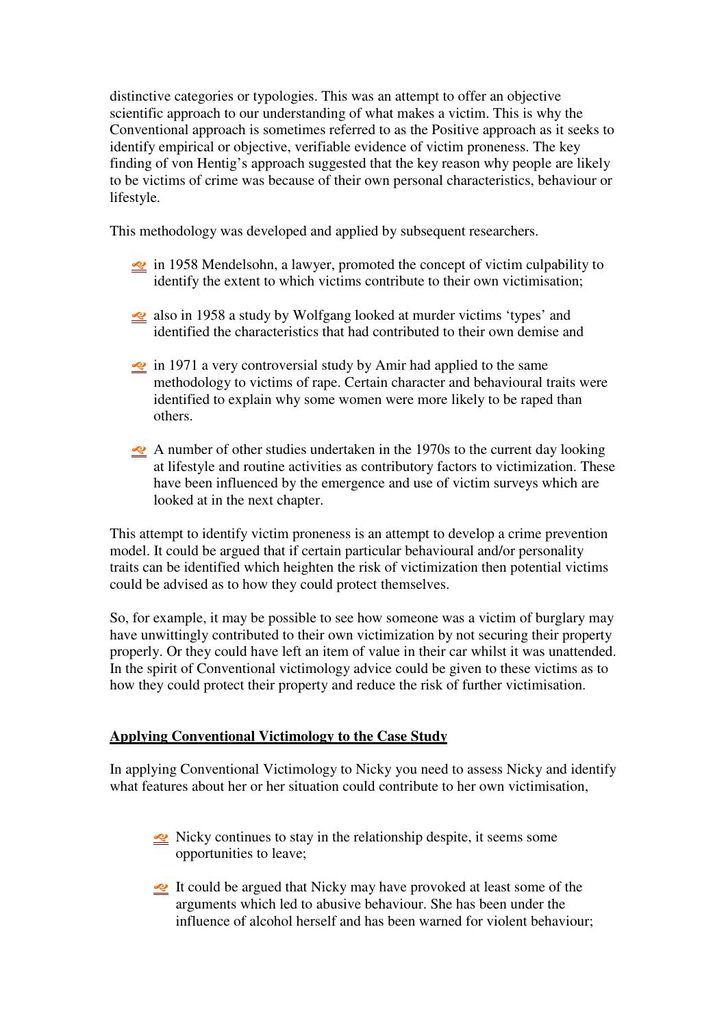distinctive categories or typologies. This was an attempt to offer an objective scientific approach to our understanding of what makes a victim. This is why the Conventional approach is sometimes referred to as the Positive approach as it seeks to identify empirical or objective, verifiable evidence of victim proneness. The key finding of von Hentig's approach suggested that the key reason why people are likely to be victims of crime was because of their own personal characteristics, behaviour or lifestyle.

This methodology was developed and applied by subsequent researchers.

- in 1958 Mendelsohn, a lawyer, promoted the concept of victim culpability to identify the extent to which victims contribute to their own victimisation;
- also in 1958 a study by Wolfgang looked at murder victims 'types' and identified the characteristics that had contributed to their own demise and
- in 1971 a very controversial study by Amir had applied to the same methodology to victims of rape. Certain character and behavioural traits were identified to explain why some women were more likely to be raped than others.
- A number of other studies undertaken in the 1970s to the current day looking at lifestyle and routine activities as contributory factors to victimization. These have been influenced by the emergence and use of victim surveys which are looked at in the next chapter.

This attempt to identify victim proneness is an attempt to develop a crime prevention model. It could be argued that if certain particular behavioural and/or personality traits can be identified which heighten the risk of victimization then potential victims could be advised as to how they could protect themselves.

So, for example, it may be possible to see how someone was a victim of burglary may have unwittingly contributed to their own victimization by not securing their property properly. Or they could have left an item of value in their car whilst it was unattended. In the spirit of Conventional victimology advice could be given to these victims as to how they could protect their property and reduce the risk of further victimisation.

## Applying Conventional Victimology to the Case Study

In applying Conventional Victimology to Nicky you need to assess Nicky and identify what features about her or her situation could contribute to her own victimisation,

- Nicky continues to stay in the relationship despite, it seems some opportunities to leave;
- It could be argued that Nicky may have provoked at least some of the arguments which led to abusive behaviour. She has been under the influence of alcohol herself and has been warned for violent behaviour;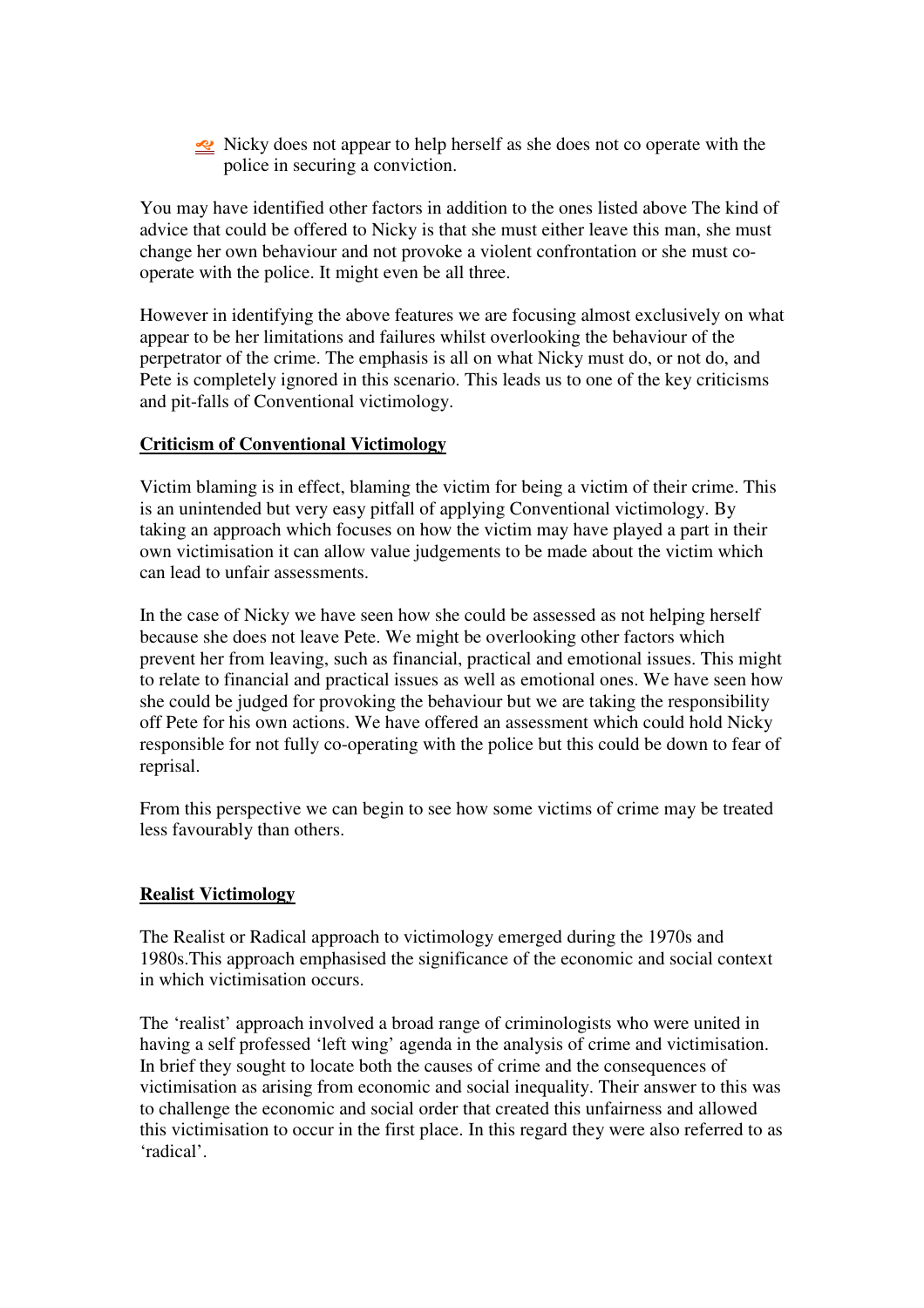- Nicky does not appear to help herself as she does not co operate with the police in securing a conviction.

You may have identified other factors in addition to the ones listed above The kind of advice that could be offered to Nicky is that she must either leave this man, she must change her own behaviour and not provoke a violent confrontation or she must co-operate with the police. It might even be all three.

However in identifying the above features we are focusing almost exclusively on what appear to be her limitations and failures whilst overlooking the behaviour of the perpetrator of the crime. The emphasis is all on what Nicky must do, or not do, and Pete is completely ignored in this scenario. This leads us to one of the key criticisms and pit-falls of Conventional victimology.

**Criticism of Conventional Victimology**

Victim blaming is in effect, blaming the victim for being a victim of their crime. This is an unintended but very easy pitfall of applying Conventional victimology. By taking an approach which focuses on how the victim may have played a part in their own victimisation it can allow value judgements to be made about the victim which can lead to unfair assessments.

In the case of Nicky we have seen how she could be assessed as not helping herself because she does not leave Pete. We might be overlooking other factors which prevent her from leaving, such as financial, practical and emotional issues. This might to relate to financial and practical issues as well as emotional ones. We have seen how she could be judged for provoking the behaviour but we are taking the responsibility off Pete for his own actions. We have offered an assessment which could hold Nicky responsible for not fully co-operating with the police but this could be down to fear of reprisal.

From this perspective we can begin to see how some victims of crime may be treated less favourably than others.

**Realist Victimology**

The Realist or Radical approach to victimology emerged during the 1970s and 1980s.This approach emphasised the significance of the economic and social context in which victimisation occurs.

The 'realist' approach involved a broad range of criminologists who were united in having a self professed 'left wing' agenda in the analysis of crime and victimisation. In brief they sought to locate both the causes of crime and the consequences of victimisation as arising from economic and social inequality. Their answer to this was to challenge the economic and social order that created this unfairness and allowed this victimisation to occur in the first place. In this regard they were also referred to as 'radical'.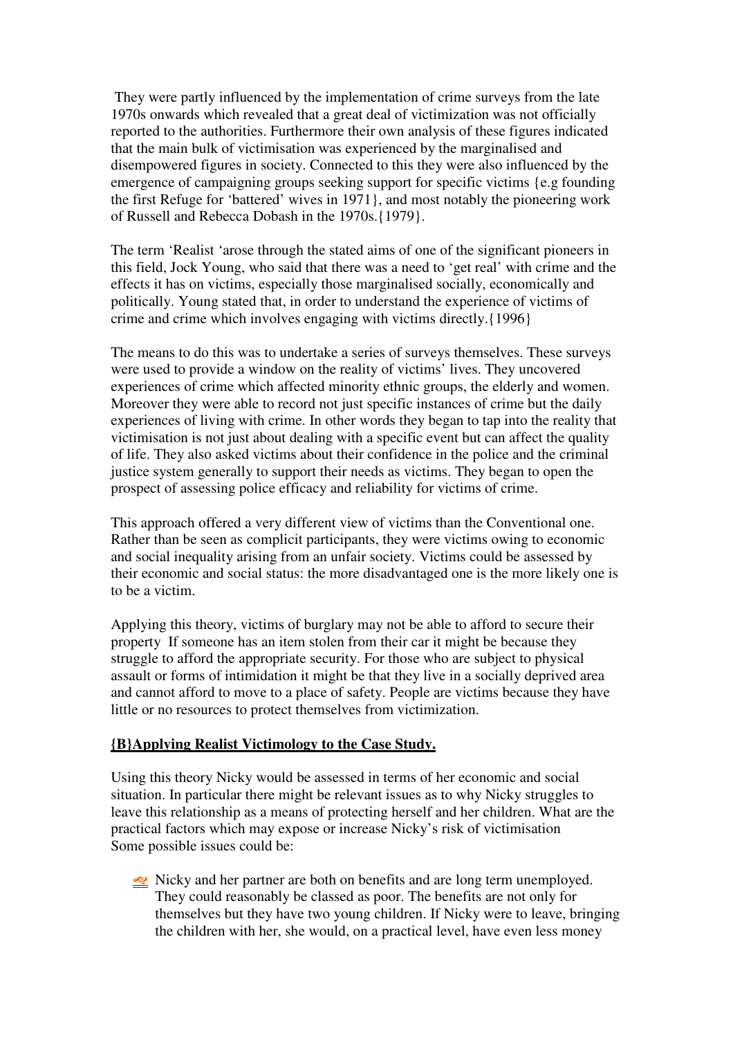They were partly influenced by the implementation of crime surveys from the late 1970s onwards which revealed that a great deal of victimization was not officially reported to the authorities. Furthermore their own analysis of these figures indicated that the main bulk of victimisation was experienced by the marginalised and disempowered figures in society. Connected to this they were also influenced by the emergence of campaigning groups seeking support for specific victims {e.g founding the first Refuge for 'battered' wives in 1971}, and most notably the pioneering work of Russell and Rebecca Dobash in the 1970s.{1979}.

The term 'Realist 'arose through the stated aims of one of the significant pioneers in this field, Jock Young, who said that there was a need to 'get real' with crime and the effects it has on victims, especially those marginalised socially, economically and politically. Young stated that, in order to understand the experience of victims of crime and crime which involves engaging with victims directly.{1996}

The means to do this was to undertake a series of surveys themselves. These surveys were used to provide a window on the reality of victims' lives. They uncovered experiences of crime which affected minority ethnic groups, the elderly and women. Moreover they were able to record not just specific instances of crime but the daily experiences of living with crime. In other words they began to tap into the reality that victimisation is not just about dealing with a specific event but can affect the quality of life. They also asked victims about their confidence in the police and the criminal justice system generally to support their needs as victims. They began to open the prospect of assessing police efficacy and reliability for victims of crime.

This approach offered a very different view of victims than the Conventional one. Rather than be seen as complicit participants, they were victims owing to economic and social inequality arising from an unfair society. Victims could be assessed by their economic and social status: the more disadvantaged one is the more likely one is to be a victim.

Applying this theory, victims of burglary may not be able to afford to secure their property If someone has an item stolen from their car it might be because they struggle to afford the appropriate security. For those who are subject to physical assault or forms of intimidation it might be that they live in a socially deprived area and cannot afford to move to a place of safety. People are victims because they have little or no resources to protect themselves from victimization.

**{B}Applying Realist Victimology to the Case Study.**

Using this theory Nicky would be assessed in terms of her economic and social situation. In particular there might be relevant issues as to why Nicky struggles to leave this relationship as a means of protecting herself and her children. What are the practical factors which may expose or increase Nicky's risk of victimisation Some possible issues could be:

- Nicky and her partner are both on benefits and are long term unemployed. They could reasonably be classed as poor. The benefits are not only for themselves but they have two young children. If Nicky were to leave, bringing the children with her, she would, on a practical level, have even less money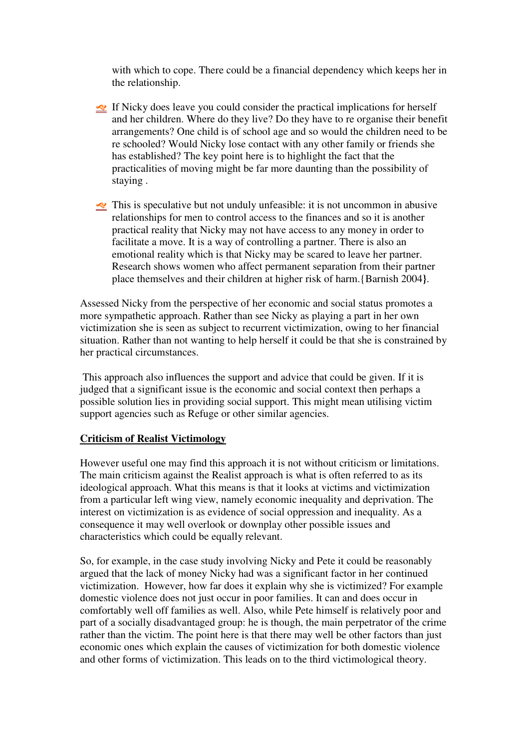with which to cope. There could be a financial dependency which keeps her in the relationship.

- If Nicky does leave you could consider the practical implications for herself and her children. Where do they live? Do they have to re organise their benefit arrangements? One child is of school age and so would the children need to be re schooled? Would Nicky lose contact with any other family or friends she has established? The key point here is to highlight the fact that the practicalities of moving might be far more daunting than the possibility of staying .

- This is speculative but not unduly unfeasible: it is not uncommon in abusive relationships for men to control access to the finances and so it is another practical reality that Nicky may not have access to any money in order to facilitate a move. It is a way of controlling a partner. There is also an emotional reality which is that Nicky may be scared to leave her partner. Research shows women who affect permanent separation from their partner place themselves and their children at higher risk of harm.{Barnish 2004}.

Assessed Nicky from the perspective of her economic and social status promotes a more sympathetic approach. Rather than see Nicky as playing a part in her own victimization she is seen as subject to recurrent victimization, owing to her financial situation. Rather than not wanting to help herself it could be that she is constrained by her practical circumstances.

This approach also influences the support and advice that could be given. If it is judged that a significant issue is the economic and social context then perhaps a possible solution lies in providing social support. This might mean utilising victim support agencies such as Refuge or other similar agencies.

**Criticism of Realist Victimology**

However useful one may find this approach it is not without criticism or limitations. The main criticism against the Realist approach is what is often referred to as its ideological approach. What this means is that it looks at victims and victimization from a particular left wing view, namely economic inequality and deprivation. The interest on victimization is as evidence of social oppression and inequality. As a consequence it may well overlook or downplay other possible issues and characteristics which could be equally relevant.

So, for example, in the case study involving Nicky and Pete it could be reasonably argued that the lack of money Nicky had was a significant factor in her continued victimization. However, how far does it explain why she is victimized? For example domestic violence does not just occur in poor families. It can and does occur in comfortably well off families as well. Also, while Pete himself is relatively poor and part of a socially disadvantaged group: he is though, the main perpetrator of the crime rather than the victim. The point here is that there may well be other factors than just economic ones which explain the causes of victimization for both domestic violence and other forms of victimization. This leads on to the third victimological theory.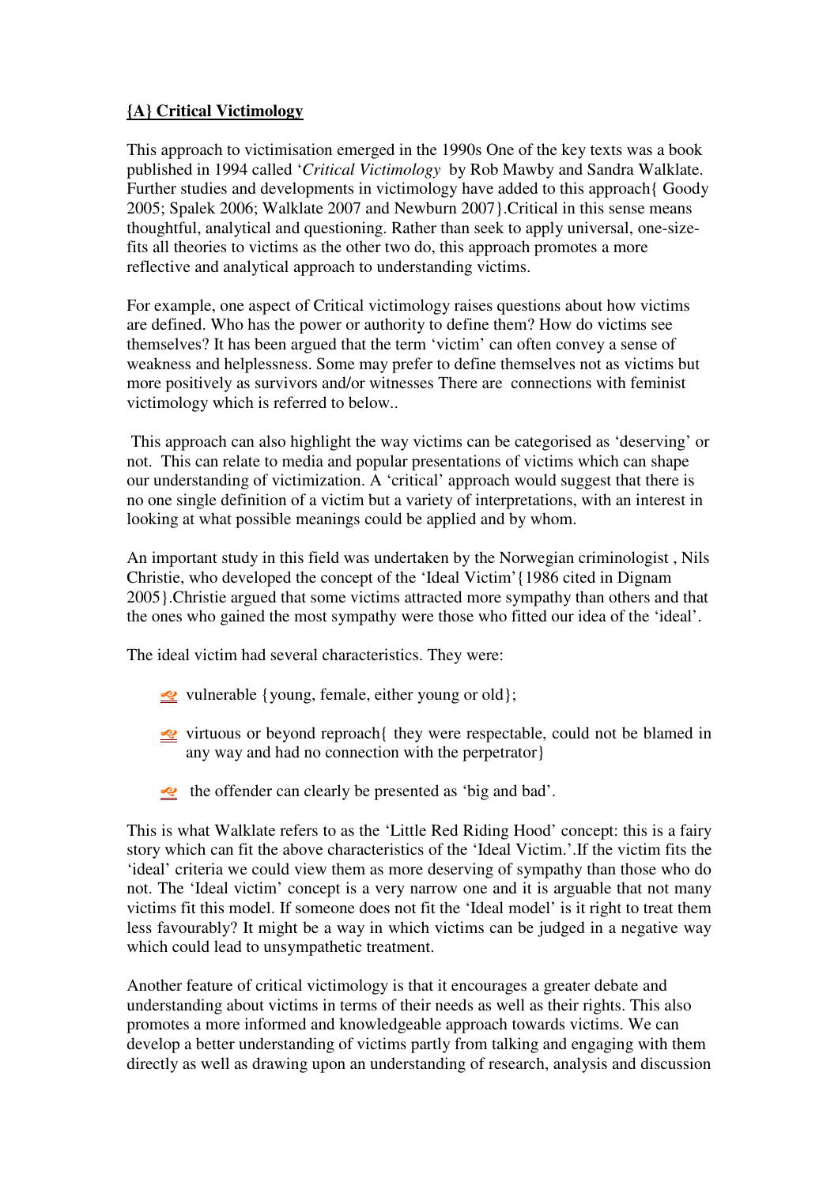## **{A} Critical Victimology**

This approach to victimisation emerged in the 1990s One of the key texts was a book published in 1994 called '*Critical Victimology* by Rob Mawby and Sandra Walklate. Further studies and developments in victimology have added to this approach{ Goody 2005; Spalek 2006; Walklate 2007 and Newburn 2007}.Critical in this sense means thoughtful, analytical and questioning. Rather than seek to apply universal, one-size-fits all theories to victims as the other two do, this approach promotes a more reflective and analytical approach to understanding victims.

For example, one aspect of Critical victimology raises questions about how victims are defined. Who has the power or authority to define them? How do victims see themselves? It has been argued that the term 'victim' can often convey a sense of weakness and helplessness. Some may prefer to define themselves not as victims but more positively as survivors and/or witnesses There are connections with feminist victimology which is referred to below..

This approach can also highlight the way victims can be categorised as 'deserving' or not. This can relate to media and popular presentations of victims which can shape our understanding of victimization. A 'critical' approach would suggest that there is no one single definition of a victim but a variety of interpretations, with an interest in looking at what possible meanings could be applied and by whom.

An important study in this field was undertaken by the Norwegian criminologist , Nils Christie, who developed the concept of the 'Ideal Victim'{1986 cited in Dignam 2005}.Christie argued that some victims attracted more sympathy than others and that the ones who gained the most sympathy were those who fitted our idea of the 'ideal'.

The ideal victim had several characteristics. They were:

- vulnerable {young, female, either young or old};
- virtuous or beyond reproach{ they were respectable, could not be blamed in any way and had no connection with the perpetrator}
- the offender can clearly be presented as 'big and bad'.

This is what Walklate refers to as the 'Little Red Riding Hood' concept: this is a fairy story which can fit the above characteristics of the 'Ideal Victim.'.If the victim fits the 'ideal' criteria we could view them as more deserving of sympathy than those who do not. The 'Ideal victim' concept is a very narrow one and it is arguable that not many victims fit this model. If someone does not fit the 'Ideal model' is it right to treat them less favourably? It might be a way in which victims can be judged in a negative way which could lead to unsympathetic treatment.

Another feature of critical victimology is that it encourages a greater debate and understanding about victims in terms of their needs as well as their rights. This also promotes a more informed and knowledgeable approach towards victims. We can develop a better understanding of victims partly from talking and engaging with them directly as well as drawing upon an understanding of research, analysis and discussion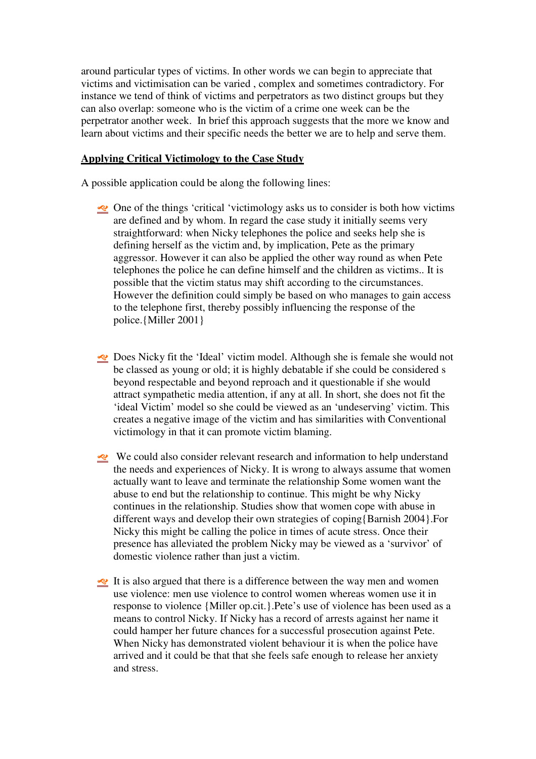around particular types of victims. In other words we can begin to appreciate that victims and victimisation can be varied , complex and sometimes contradictory. For instance we tend of think of victims and perpetrators as two distinct groups but they can also overlap: someone who is the victim of a crime one week can be the perpetrator another week. In brief this approach suggests that the more we know and learn about victims and their specific needs the better we are to help and serve them.

**Applying Critical Victimology to the Case Study**

A possible application could be along the following lines:

- One of the things 'critical 'victimology asks us to consider is both how victims are defined and by whom. In regard the case study it initially seems very straightforward: when Nicky telephones the police and seeks help she is defining herself as the victim and, by implication, Pete as the primary aggressor. However it can also be applied the other way round as when Pete telephones the police he can define himself and the children as victims.. It is possible that the victim status may shift according to the circumstances. However the definition could simply be based on who manages to gain access to the telephone first, thereby possibly influencing the response of the police.{Miller 2001}

- Does Nicky fit the 'Ideal' victim model. Although she is female she would not be classed as young or old; it is highly debatable if she could be considered s beyond respectable and beyond reproach and it questionable if she would attract sympathetic media attention, if any at all. In short, she does not fit the 'ideal Victim' model so she could be viewed as an 'undeserving' victim. This creates a negative image of the victim and has similarities with Conventional victimology in that it can promote victim blaming.

- We could also consider relevant research and information to help understand the needs and experiences of Nicky. It is wrong to always assume that women actually want to leave and terminate the relationship Some women want the abuse to end but the relationship to continue. This might be why Nicky continues in the relationship. Studies show that women cope with abuse in different ways and develop their own strategies of coping{Barnish 2004}.For Nicky this might be calling the police in times of acute stress. Once their presence has alleviated the problem Nicky may be viewed as a 'survivor' of domestic violence rather than just a victim.

- It is also argued that there is a difference between the way men and women use violence: men use violence to control women whereas women use it in response to violence {Miller op.cit.}.Pete's use of violence has been used as a means to control Nicky. If Nicky has a record of arrests against her name it could hamper her future chances for a successful prosecution against Pete. When Nicky has demonstrated violent behaviour it is when the police have arrived and it could be that that she feels safe enough to release her anxiety and stress.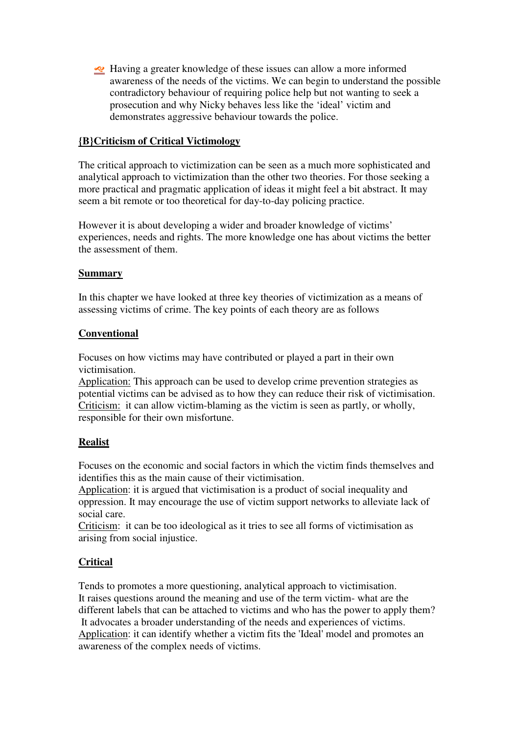- Having a greater knowledge of these issues can allow a more informed awareness of the needs of the victims. We can begin to understand the possible contradictory behaviour of requiring police help but not wanting to seek a prosecution and why Nicky behaves less like the 'ideal' victim and demonstrates aggressive behaviour towards the police.

**{B}Criticism of Critical Victimology**

The critical approach to victimization can be seen as a much more sophisticated and analytical approach to victimization than the other two theories. For those seeking a more practical and pragmatic application of ideas it might feel a bit abstract. It may seem a bit remote or too theoretical for day-to-day policing practice.

However it is about developing a wider and broader knowledge of victims' experiences, needs and rights. The more knowledge one has about victims the better the assessment of them.

**Summary**

In this chapter we have looked at three key theories of victimization as a means of assessing victims of crime. The key points of each theory are as follows

**Conventional**

Focuses on how victims may have contributed or played a part in their own victimisation.
Application: This approach can be used to develop crime prevention strategies as potential victims can be advised as to how they can reduce their risk of victimisation.
Criticism: it can allow victim-blaming as the victim is seen as partly, or wholly, responsible for their own misfortune.

**Realist**

Focuses on the economic and social factors in which the victim finds themselves and identifies this as the main cause of their victimisation.
Application: it is argued that victimisation is a product of social inequality and oppression. It may encourage the use of victim support networks to alleviate lack of social care.
Criticism: it can be too ideological as it tries to see all forms of victimisation as arising from social injustice.

**Critical**

Tends to promotes a more questioning, analytical approach to victimisation.
It raises questions around the meaning and use of the term victim- what are the different labels that can be attached to victims and who has the power to apply them?
It advocates a broader understanding of the needs and experiences of victims.
Application: it can identify whether a victim fits the 'Ideal' model and promotes an awareness of the complex needs of victims.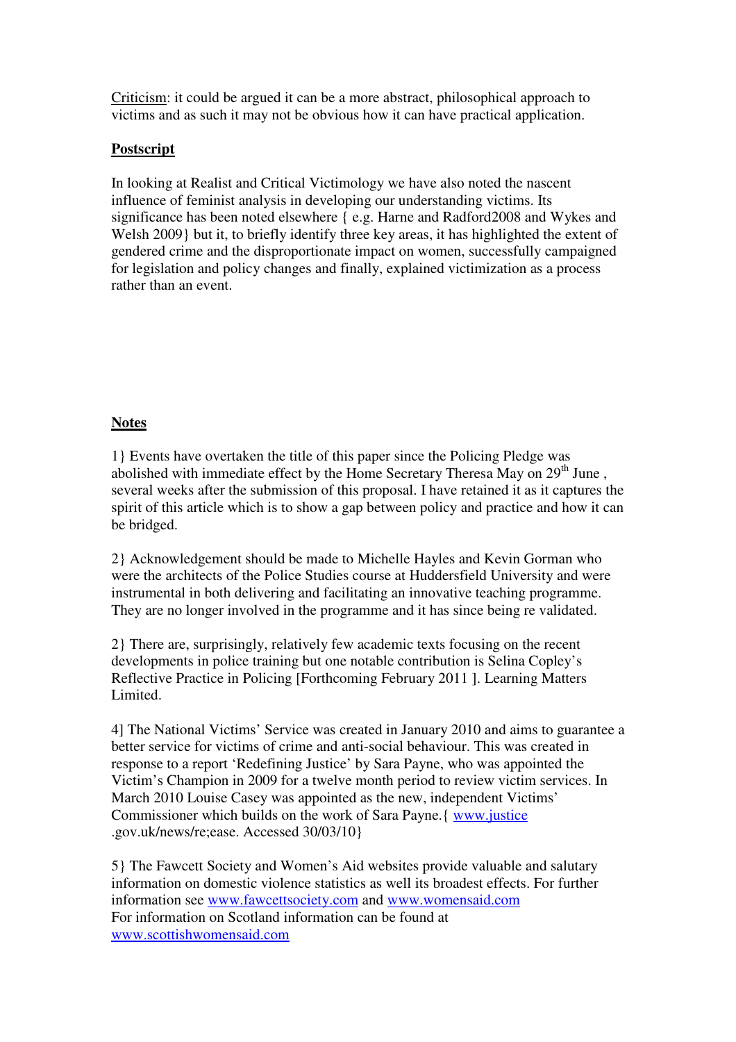<u>Criticism</u>: it could be argued it can be a more abstract, philosophical approach to victims and as such it may not be obvious how it can have practical application.

**Postscript**

In looking at Realist and Critical Victimology we have also noted the nascent influence of feminist analysis in developing our understanding victims. Its significance has been noted elsewhere { e.g. Harne and Radford2008 and Wykes and Welsh 2009} but it, to briefly identify three key areas, it has highlighted the extent of gendered crime and the disproportionate impact on women, successfully campaigned for legislation and policy changes and finally, explained victimization as a process rather than an event.

**Notes**

1} Events have overtaken the title of this paper since the Policing Pledge was abolished with immediate effect by the Home Secretary Theresa May on 29th June , several weeks after the submission of this proposal. I have retained it as it captures the spirit of this article which is to show a gap between policy and practice and how it can be bridged.

2} Acknowledgement should be made to Michelle Hayles and Kevin Gorman who were the architects of the Police Studies course at Huddersfield University and were instrumental in both delivering and facilitating an innovative teaching programme. They are no longer involved in the programme and it has since being re validated.

2} There are, surprisingly, relatively few academic texts focusing on the recent developments in police training but one notable contribution is Selina Copley's Reflective Practice in Policing [Forthcoming February 2011 ]. Learning Matters Limited.

4] The National Victims' Service was created in January 2010 and aims to guarantee a better service for victims of crime and anti-social behaviour. This was created in response to a report 'Redefining Justice' by Sara Payne, who was appointed the Victim's Champion in 2009 for a twelve month period to review victim services. In March 2010 Louise Casey was appointed as the new, independent Victims' Commissioner which builds on the work of Sara Payne.{ www.justice .gov.uk/news/re;ease. Accessed 30/03/10}

5} The Fawcett Society and Women's Aid websites provide valuable and salutary information on domestic violence statistics as well its broadest effects. For further information see www.fawcettsociety.com and www.womensaid.com
For information on Scotland information can be found at www.scottishwomensaid.com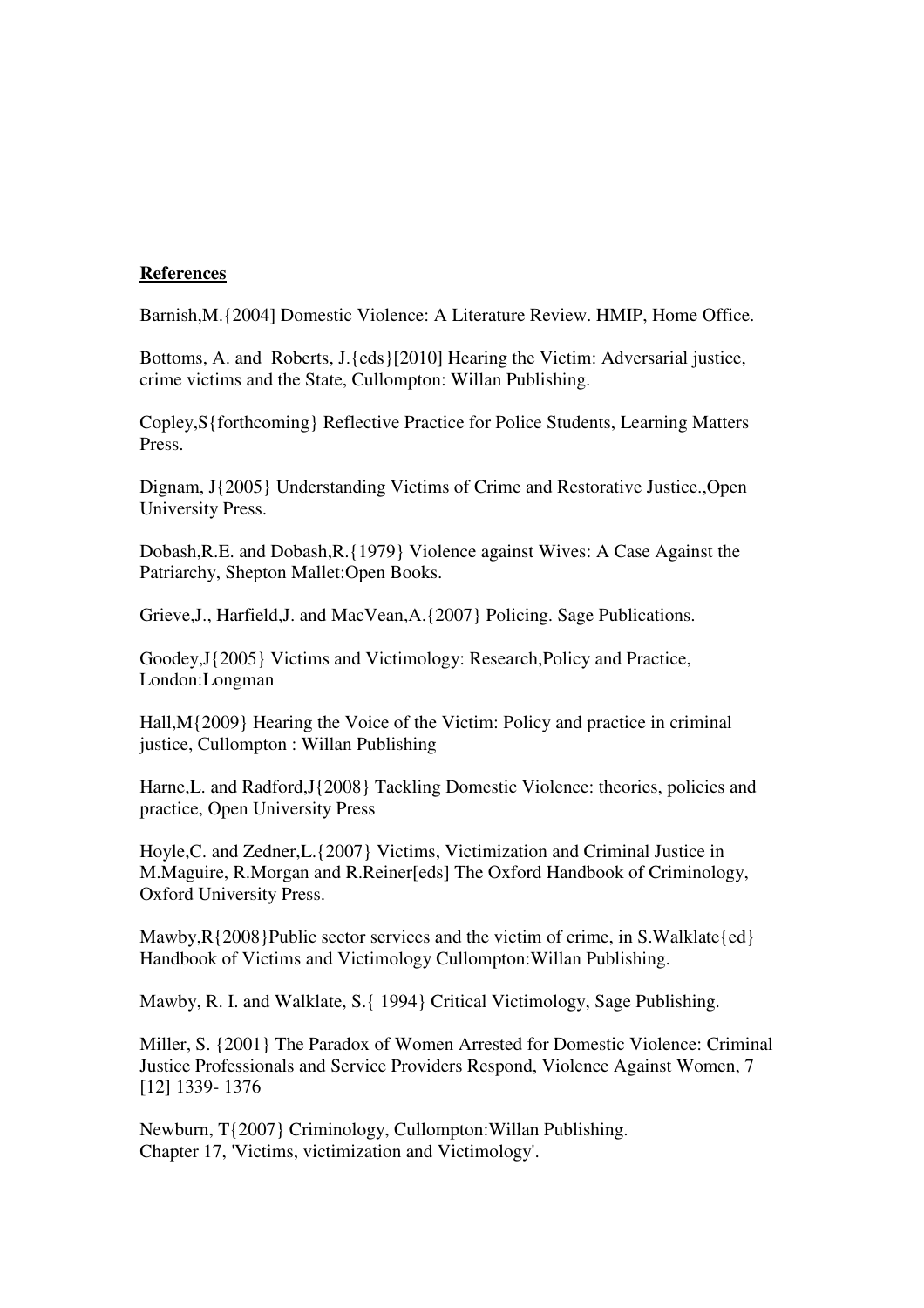**References**

Barnish,M.{2004] Domestic Violence: A Literature Review. HMIP, Home Office.

Bottoms, A. and Roberts, J.{eds}[2010] Hearing the Victim: Adversarial justice, crime victims and the State, Cullompton: Willan Publishing.

Copley,S{forthcoming} Reflective Practice for Police Students, Learning Matters Press.

Dignam, J{2005} Understanding Victims of Crime and Restorative Justice.,Open University Press.

Dobash,R.E. and Dobash,R.{1979} Violence against Wives: A Case Against the Patriarchy, Shepton Mallet:Open Books.

Grieve,J., Harfield,J. and MacVean,A.{2007} Policing. Sage Publications.

Goodey,J{2005} Victims and Victimology: Research,Policy and Practice, London:Longman

Hall,M{2009} Hearing the Voice of the Victim: Policy and practice in criminal justice, Cullompton : Willan Publishing

Harne,L. and Radford,J{2008} Tackling Domestic Violence: theories, policies and practice, Open University Press

Hoyle,C. and Zedner,L.{2007} Victims, Victimization and Criminal Justice in M.Maguire, R.Morgan and R.Reiner[eds] The Oxford Handbook of Criminology, Oxford University Press.

Mawby,R{2008}Public sector services and the victim of crime, in S.Walklate{ed} Handbook of Victims and Victimology Cullompton:Willan Publishing.

Mawby, R. I. and Walklate, S.{ 1994} Critical Victimology, Sage Publishing.

Miller, S. {2001} The Paradox of Women Arrested for Domestic Violence: Criminal Justice Professionals and Service Providers Respond, Violence Against Women, 7 [12] 1339- 1376

Newburn, T{2007} Criminology, Cullompton:Willan Publishing.
Chapter 17, 'Victims, victimization and Victimology'.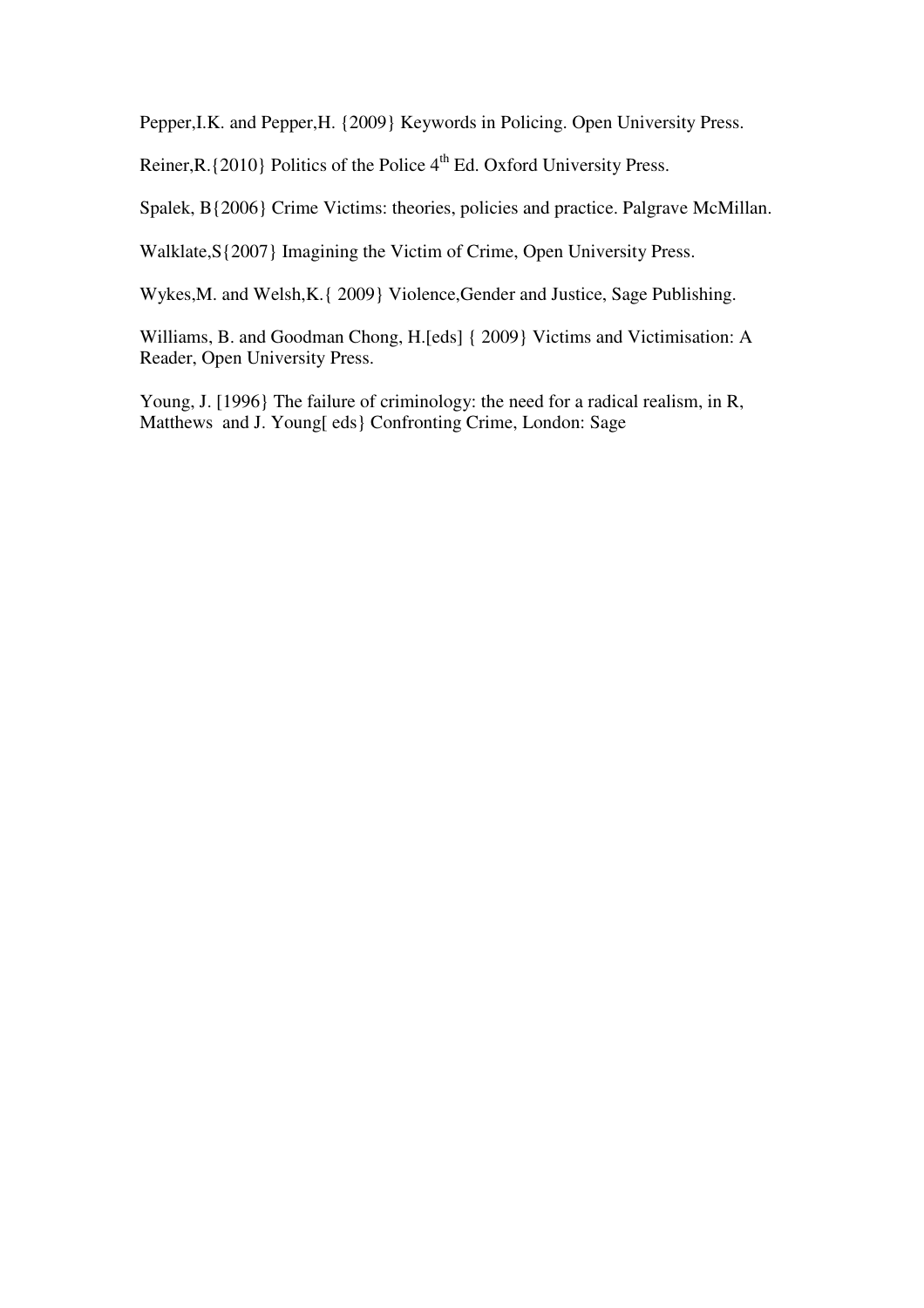Pepper,I.K. and Pepper,H. {2009} Keywords in Policing. Open University Press.

Reiner,R.{2010} Politics of the Police 4th Ed. Oxford University Press.

Spalek, B{2006} Crime Victims: theories, policies and practice. Palgrave McMillan.

Walklate,S{2007} Imagining the Victim of Crime, Open University Press.

Wykes,M. and Welsh,K.{ 2009} Violence,Gender and Justice, Sage Publishing.

Williams, B. and Goodman Chong, H.[eds] { 2009} Victims and Victimisation: A Reader, Open University Press.

Young, J. [1996} The failure of criminology: the need for a radical realism, in R, Matthews and J. Young[ eds} Confronting Crime, London: Sage